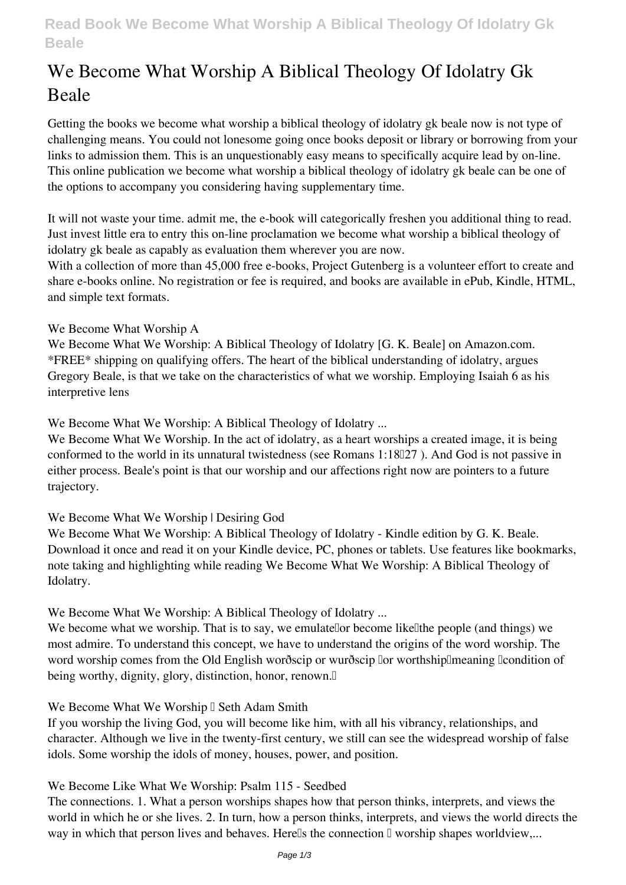# We Become What Worship A Biblical Theology Of Idolatry Gk Beale

Getting the books we become what worship a biblical theology of idolatry gk beale now is not type of challenging means. You could not lonesome going once books deposit or library or borrowing from your links to admission them. This is an unquestionably easy means to specifically acquire lead by on-line. This online publication we become what worship a biblical theology of idolatry gk beale can be one of the options to accompany you considering having supplementary time.

It will not waste your time. admit me, the e-book will categorically freshen you additional thing to read. Just invest little era to entry this on-line proclamation we become what worship a biblical theology of idolatry gk beale as capably as evaluation them wherever you are now.

With a collection of more than 45,000 free e-books, Project Gutenberg is a volunteer effort to create and share e-books online. No registration or fee is required, and books are available in ePub, Kindle, HTML, and simple text formats.

## We Become What Worship A

We Become What We Worship: A Biblical Theology of Idolatry [G. K. Beale] on Amazon.com. *FREE* shipping on qualifying offers. The heart of the biblical understanding of idolatry, argues Gregory Beale, is that we take on the characteristics of what we worship. Employing Isaiah 6 as his interpretive lens

## We Become What We Worship: A Biblical Theology of Idolatry ...

We Become What We Worship. In the act of idolatry, as a heart worships a created image, it is being conformed to the world in its unnatural twistedness (see Romans 1:18–27 ). And God is not passive in either process. Beale's point is that our worship and our affections right now are pointers to a future trajectory.

## We Become What We Worship | Desiring God

We Become What We Worship: A Biblical Theology of Idolatry - Kindle edition by G. K. Beale. Download it once and read it on your Kindle device, PC, phones or tablets. Use features like bookmarks, note taking and highlighting while reading We Become What We Worship: A Biblical Theology of Idolatry.

## We Become What We Worship: A Biblical Theology of Idolatry ...

We become what we worship. That is to say, we emulate—or become like—the people (and things) we most admire. To understand this concept, we have to understand the origins of the word worship. The word worship comes from the Old English worðscip or wurðscip —or worthship—meaning "condition of being worthy, dignity, glory, distinction, honor, renown."

## We Become What We Worship – Seth Adam Smith

If you worship the living God, you will become like him, with all his vibrancy, relationships, and character. Although we live in the twenty-first century, we still can see the widespread worship of false idols. Some worship the idols of money, houses, power, and position.

## We Become Like What We Worship: Psalm 115 - Seedbed

The connections. 1. What a person worships shapes how that person thinks, interprets, and views the world in which he or she lives. 2. In turn, how a person thinks, interprets, and views the world directs the way in which that person lives and behaves. Here's the connection – worship shapes worldview,...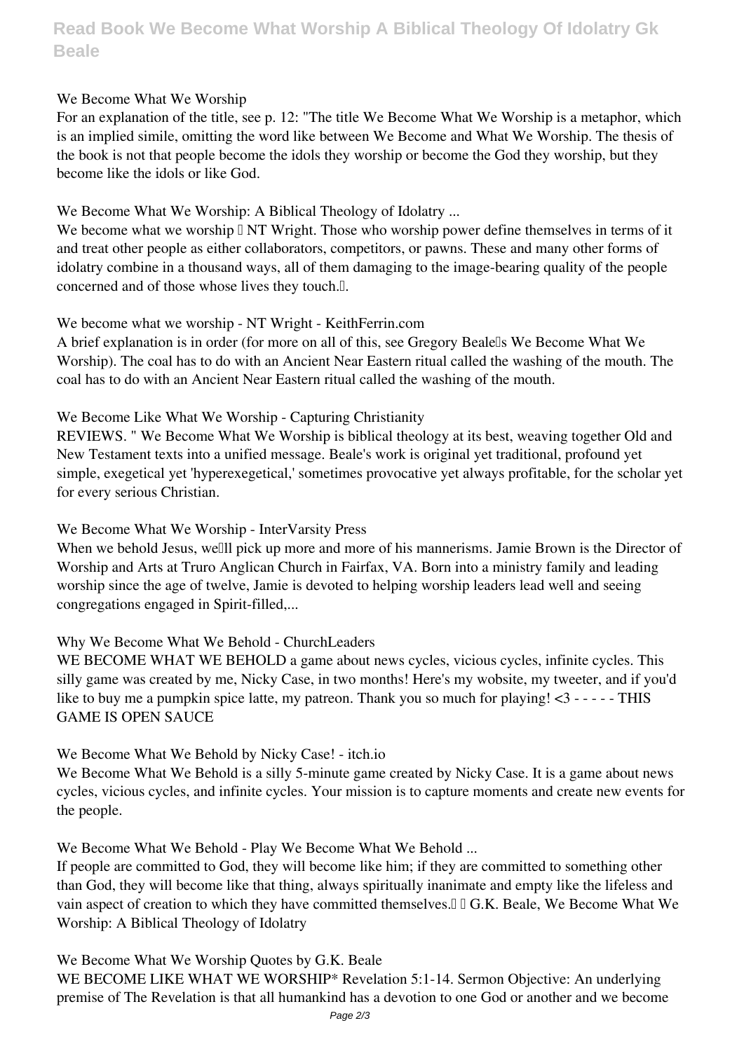**We Become What We Worship**

For an explanation of the title, see p. 12: "The title We Become What We Worship is a metaphor, which is an implied simile, omitting the word like between We Become and What We Worship. The thesis of the book is not that people become the idols they worship or become the God they worship, but they become like the idols or like God.

**We Become What We Worship: A Biblical Theology of Idolatry ...**

We become what we worship  NT Wright. Those who worship power define themselves in terms of it and treat other people as either collaborators, competitors, or pawns. These and many other forms of idolatry combine in a thousand ways, all of them damaging to the image-bearing quality of the people concerned and of those whose lives they touch..

**We become what we worship - NT Wright - KeithFerrin.com**

A brief explanation is in order (for more on all of this, see Gregory Beale's We Become What We Worship). The coal has to do with an Ancient Near Eastern ritual called the washing of the mouth. The coal has to do with an Ancient Near Eastern ritual called the washing of the mouth.

**We Become Like What We Worship - Capturing Christianity**

REVIEWS. " We Become What We Worship is biblical theology at its best, weaving together Old and New Testament texts into a unified message. Beale's work is original yet traditional, profound yet simple, exegetical yet 'hyperexegetical,' sometimes provocative yet always profitable, for the scholar yet for every serious Christian.

**We Become What We Worship - InterVarsity Press**

When we behold Jesus, we'll pick up more and more of his mannerisms. Jamie Brown is the Director of Worship and Arts at Truro Anglican Church in Fairfax, VA. Born into a ministry family and leading worship since the age of twelve, Jamie is devoted to helping worship leaders lead well and seeing congregations engaged in Spirit-filled,...

**Why We Become What We Behold - ChurchLeaders**

WE BECOME WHAT WE BEHOLD a game about news cycles, vicious cycles, infinite cycles. This silly game was created by me, Nicky Case, in two months! Here's my website, my tweeter, and if you'd like to buy me a pumpkin spice latte, my patreon. Thank you so much for playing! <3 - - - - - THIS GAME IS OPEN SAUCE

**We Become What We Behold by Nicky Case! - itch.io**

We Become What We Behold is a silly 5-minute game created by Nicky Case. It is a game about news cycles, vicious cycles, and infinite cycles. Your mission is to capture moments and create new events for the people.

**We Become What We Behold - Play We Become What We Behold ...**

If people are committed to God, they will become like him; if they are committed to something other than God, they will become like that thing, always spiritually inanimate and empty like the lifeless and vain aspect of creation to which they have committed themselves.  G.K. Beale, We Become What We Worship: A Biblical Theology of Idolatry

**We Become What We Worship Quotes by G.K. Beale**

WE BECOME LIKE WHAT WE WORSHIP* Revelation 5:1-14. Sermon Objective: An underlying premise of The Revelation is that all humankind has a devotion to one God or another and we become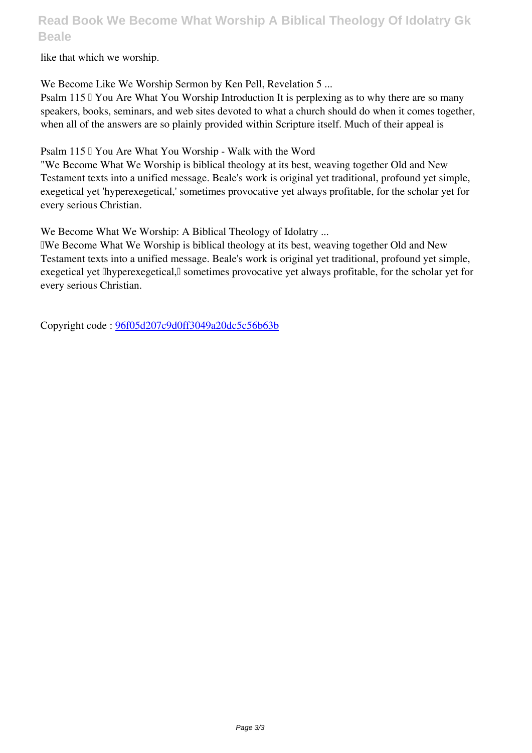like that which we worship.

We Become Like We Worship Sermon by Ken Pell, Revelation 5 ...

Psalm 115 – You Are What You Worship Introduction It is perplexing as to why there are so many speakers, books, seminars, and web sites devoted to what a church should do when it comes together, when all of the answers are so plainly provided within Scripture itself. Much of their appeal is

Psalm 115 – You Are What You Worship - Walk with the Word

"We Become What We Worship is biblical theology at its best, weaving together Old and New Testament texts into a unified message. Beale's work is original yet traditional, profound yet simple, exegetical yet 'hyperexegetical,' sometimes provocative yet always profitable, for the scholar yet for every serious Christian.

We Become What We Worship: A Biblical Theology of Idolatry ...

"We Become What We Worship is biblical theology at its best, weaving together Old and New Testament texts into a unified message. Beale's work is original yet traditional, profound yet simple, exegetical yet "hyperexegetical," sometimes provocative yet always profitable, for the scholar yet for every serious Christian.

Copyright code : 96f05d207c9d0ff3049a20dc5c56b63b